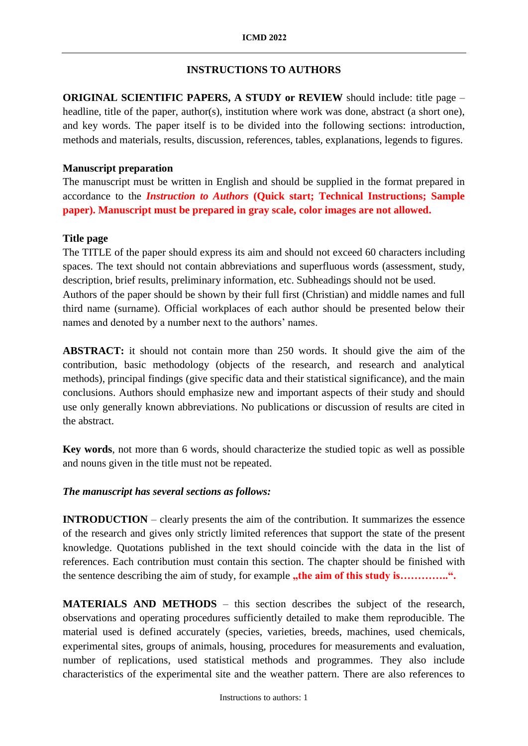## INSTRUCTIONS TO AUTHORS

**ORIGINAL SCIENTIFIC PAPERS, A STUDY or REVIEW** should include: title page – headline, title of the paper, author(s), institution where work was done, abstract (a short one), and key words. The paper itself is to be divided into the following sections: introduction, methods and materials, results, discussion, references, tables, explanations, legends to figures.

**Manuscript preparation**
The manuscript must be written in English and should be supplied in the format prepared in accordance to the ***Instruction to Authors*** **(Quick start; Technical Instructions; Sample paper). Manuscript must be prepared in gray scale, color images are not allowed.**

**Title page**
The TITLE of the paper should express its aim and should not exceed 60 characters including spaces. The text should not contain abbreviations and superfluous words (assessment, study, description, brief results, preliminary information, etc. Subheadings should not be used.
Authors of the paper should be shown by their full first (Christian) and middle names and full third name (surname). Official workplaces of each author should be presented below their names and denoted by a number next to the authors' names.

**ABSTRACT:** it should not contain more than 250 words. It should give the aim of the contribution, basic methodology (objects of the research, and research and analytical methods), principal findings (give specific data and their statistical significance), and the main conclusions. Authors should emphasize new and important aspects of their study and should use only generally known abbreviations. No publications or discussion of results are cited in the abstract.

**Key words**, not more than 6 words, should characterize the studied topic as well as possible and nouns given in the title must not be repeated.

***The manuscript has several sections as follows:***

**INTRODUCTION** – clearly presents the aim of the contribution. It summarizes the essence of the research and gives only strictly limited references that support the state of the present knowledge. Quotations published in the text should coincide with the data in the list of references. Each contribution must contain this section. The chapter should be finished with the sentence describing the aim of study, for example **„the aim of this study is…………..".**

**MATERIALS AND METHODS** – this section describes the subject of the research, observations and operating procedures sufficiently detailed to make them reproducible. The material used is defined accurately (species, varieties, breeds, machines, used chemicals, experimental sites, groups of animals, housing, procedures for measurements and evaluation, number of replications, used statistical methods and programmes. They also include characteristics of the experimental site and the weather pattern. There are also references to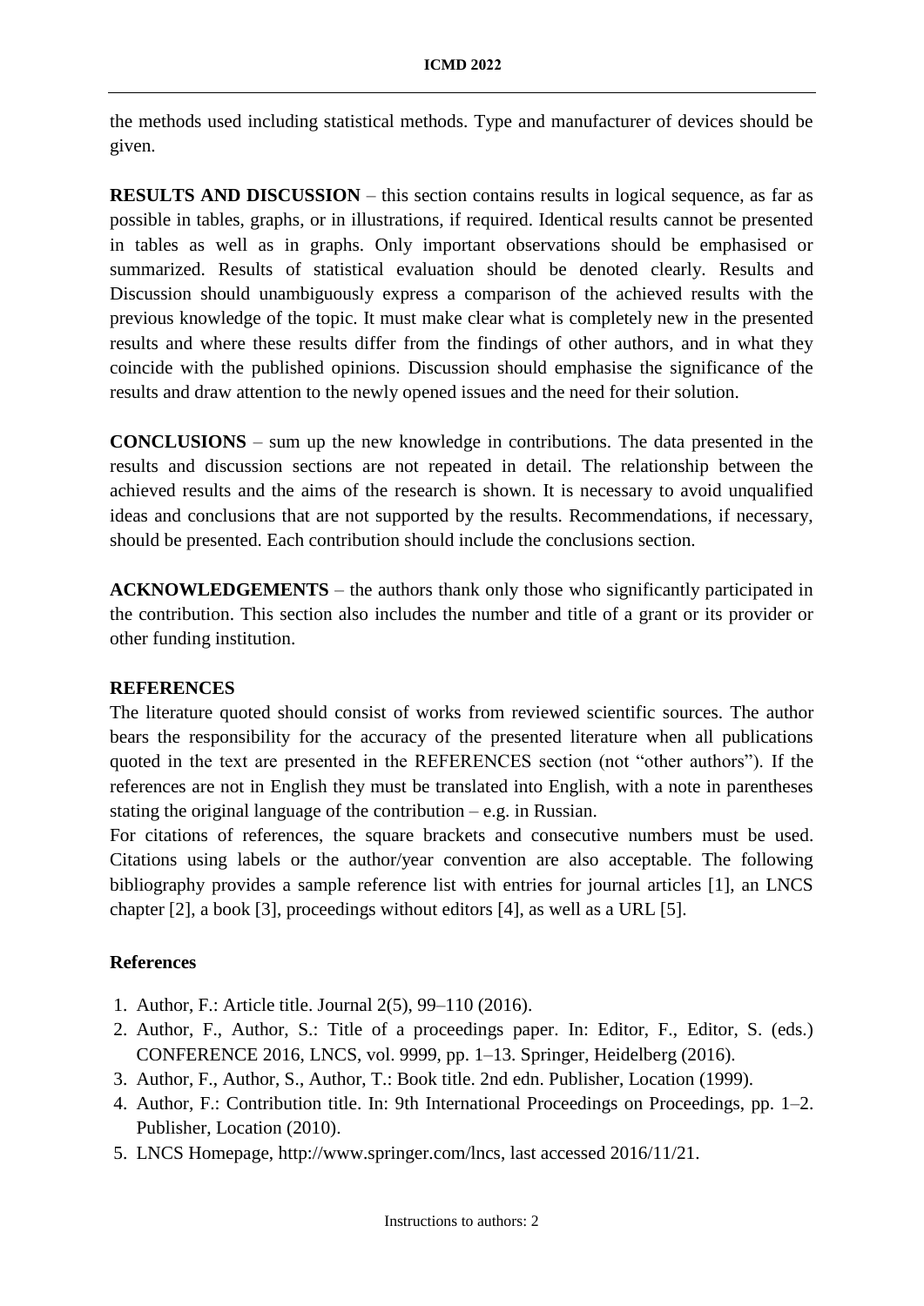the methods used including statistical methods. Type and manufacturer of devices should be given.

**RESULTS AND DISCUSSION** – this section contains results in logical sequence, as far as possible in tables, graphs, or in illustrations, if required. Identical results cannot be presented in tables as well as in graphs. Only important observations should be emphasised or summarized. Results of statistical evaluation should be denoted clearly. Results and Discussion should unambiguously express a comparison of the achieved results with the previous knowledge of the topic. It must make clear what is completely new in the presented results and where these results differ from the findings of other authors, and in what they coincide with the published opinions. Discussion should emphasise the significance of the results and draw attention to the newly opened issues and the need for their solution.

**CONCLUSIONS** – sum up the new knowledge in contributions. The data presented in the results and discussion sections are not repeated in detail. The relationship between the achieved results and the aims of the research is shown. It is necessary to avoid unqualified ideas and conclusions that are not supported by the results. Recommendations, if necessary, should be presented. Each contribution should include the conclusions section.

**ACKNOWLEDGEMENTS** – the authors thank only those who significantly participated in the contribution. This section also includes the number and title of a grant or its provider or other funding institution.

**REFERENCES**

The literature quoted should consist of works from reviewed scientific sources. The author bears the responsibility for the accuracy of the presented literature when all publications quoted in the text are presented in the REFERENCES section (not "other authors"). If the references are not in English they must be translated into English, with a note in parentheses stating the original language of the contribution – e.g. in Russian.

For citations of references, the square brackets and consecutive numbers must be used. Citations using labels or the author/year convention are also acceptable. The following bibliography provides a sample reference list with entries for journal articles [1], an LNCS chapter [2], a book [3], proceedings without editors [4], as well as a URL [5].

## References

1. Author, F.: Article title. Journal 2(5), 99–110 (2016).
2. Author, F., Author, S.: Title of a proceedings paper. In: Editor, F., Editor, S. (eds.) CONFERENCE 2016, LNCS, vol. 9999, pp. 1–13. Springer, Heidelberg (2016).
3. Author, F., Author, S., Author, T.: Book title. 2nd edn. Publisher, Location (1999).
4. Author, F.: Contribution title. In: 9th International Proceedings on Proceedings, pp. 1–2. Publisher, Location (2010).
5. LNCS Homepage, http://www.springer.com/lncs, last accessed 2016/11/21.